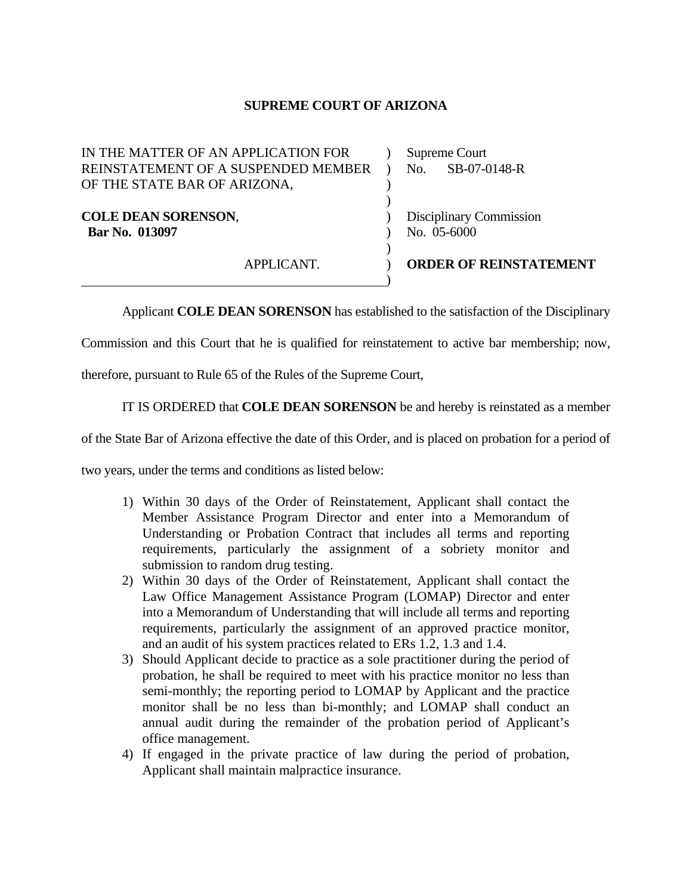# SUPREME COURT OF ARIZONA

| | | |
|---|---|---|
| IN THE MATTER OF AN APPLICATION FOR REINSTATEMENT OF A SUSPENDED MEMBER OF THE STATE BAR OF ARIZONA, | ) | Supreme Court No. SB-07-0148-R |
| **COLE DEAN SORENSON**, **Bar No. 013097** | ) | Disciplinary Commission No. 05-6000 |
| APPLICANT. | ) | **ORDER OF REINSTATEMENT** |

Applicant **COLE DEAN SORENSON** has established to the satisfaction of the Disciplinary Commission and this Court that he is qualified for reinstatement to active bar membership; now, therefore, pursuant to Rule 65 of the Rules of the Supreme Court,

IT IS ORDERED that **COLE DEAN SORENSON** be and hereby is reinstated as a member of the State Bar of Arizona effective the date of this Order, and is placed on probation for a period of two years, under the terms and conditions as listed below:

1) Within 30 days of the Order of Reinstatement, Applicant shall contact the Member Assistance Program Director and enter into a Memorandum of Understanding or Probation Contract that includes all terms and reporting requirements, particularly the assignment of a sobriety monitor and submission to random drug testing.
2) Within 30 days of the Order of Reinstatement, Applicant shall contact the Law Office Management Assistance Program (LOMAP) Director and enter into a Memorandum of Understanding that will include all terms and reporting requirements, particularly the assignment of an approved practice monitor, and an audit of his system practices related to ERs 1.2, 1.3 and 1.4.
3) Should Applicant decide to practice as a sole practitioner during the period of probation, he shall be required to meet with his practice monitor no less than semi-monthly; the reporting period to LOMAP by Applicant and the practice monitor shall be no less than bi-monthly; and LOMAP shall conduct an annual audit during the remainder of the probation period of Applicant's office management.
4) If engaged in the private practice of law during the period of probation, Applicant shall maintain malpractice insurance.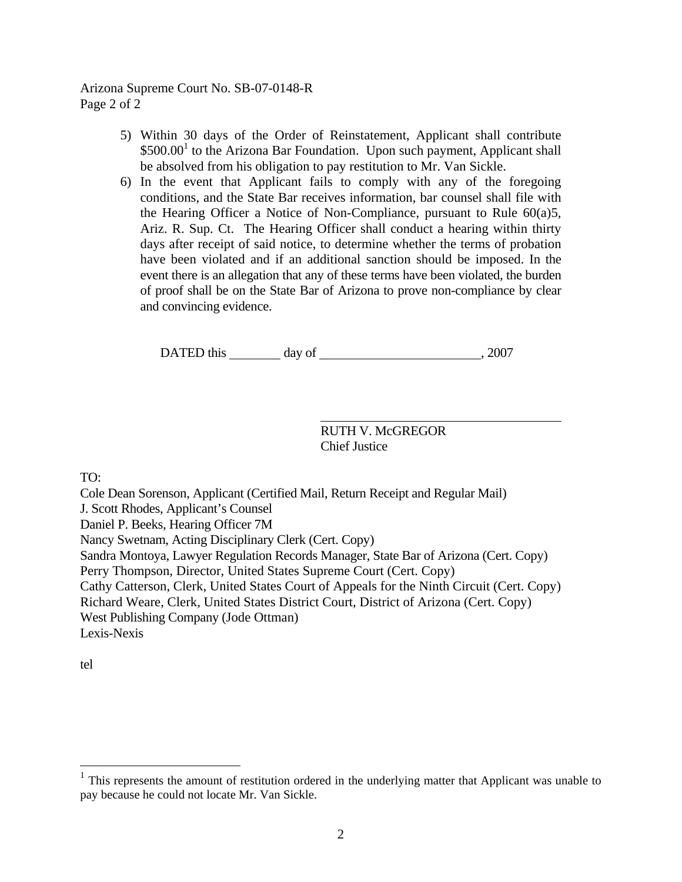5) Within 30 days of the Order of Reinstatement, Applicant shall contribute $500.00[1] to the Arizona Bar Foundation. Upon such payment, Applicant shall be absolved from his obligation to pay restitution to Mr. Van Sickle.
6) In the event that Applicant fails to comply with any of the foregoing conditions, and the State Bar receives information, bar counsel shall file with the Hearing Officer a Notice of Non-Compliance, pursuant to Rule 60(a)5, Ariz. R. Sup. Ct. The Hearing Officer shall conduct a hearing within thirty days after receipt of said notice, to determine whether the terms of probation have been violated and if an additional sanction should be imposed. In the event there is an allegation that any of these terms have been violated, the burden of proof shall be on the State Bar of Arizona to prove non-compliance by clear and convincing evidence.

DATED this ________ day of ________________________, 2007

____________________________________
RUTH V. McGREGOR
Chief Justice

TO:
Cole Dean Sorenson, Applicant (Certified Mail, Return Receipt and Regular Mail)
J. Scott Rhodes, Applicant's Counsel
Daniel P. Beeks, Hearing Officer 7M
Nancy Swetnam, Acting Disciplinary Clerk (Cert. Copy)
Sandra Montoya, Lawyer Regulation Records Manager, State Bar of Arizona (Cert. Copy)
Perry Thompson, Director, United States Supreme Court (Cert. Copy)
Cathy Catterson, Clerk, United States Court of Appeals for the Ninth Circuit (Cert. Copy)
Richard Weare, Clerk, United States District Court, District of Arizona (Cert. Copy)
West Publishing Company (Jode Ottman)
Lexis-Nexis

tel

[1] This represents the amount of restitution ordered in the underlying matter that Applicant was unable to pay because he could not locate Mr. Van Sickle.